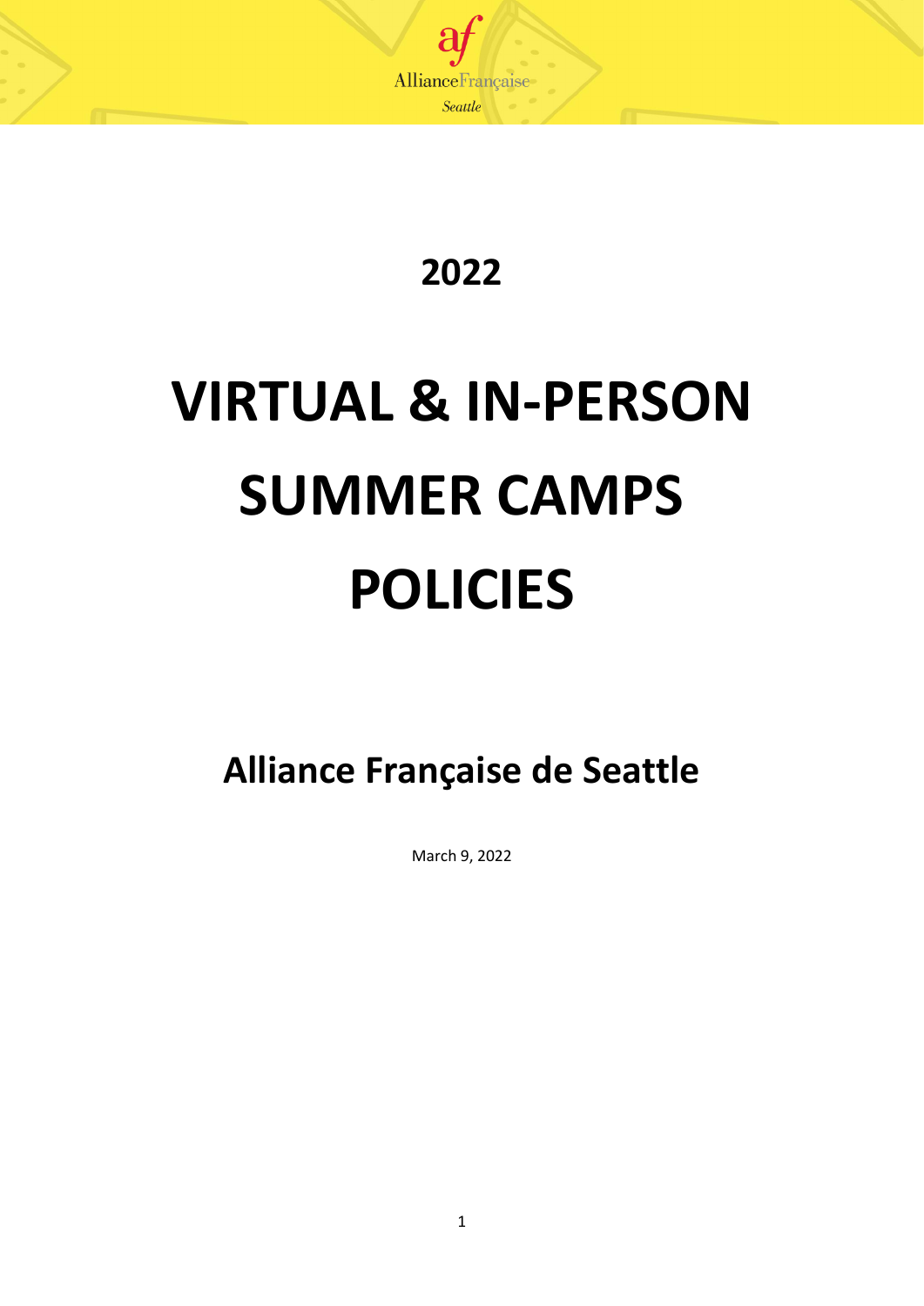# 2022

# VIRTUAL & IN-PERSON SUMMER CAMPS POLICIES

## Alliance Française de Seattle

March 9, 2022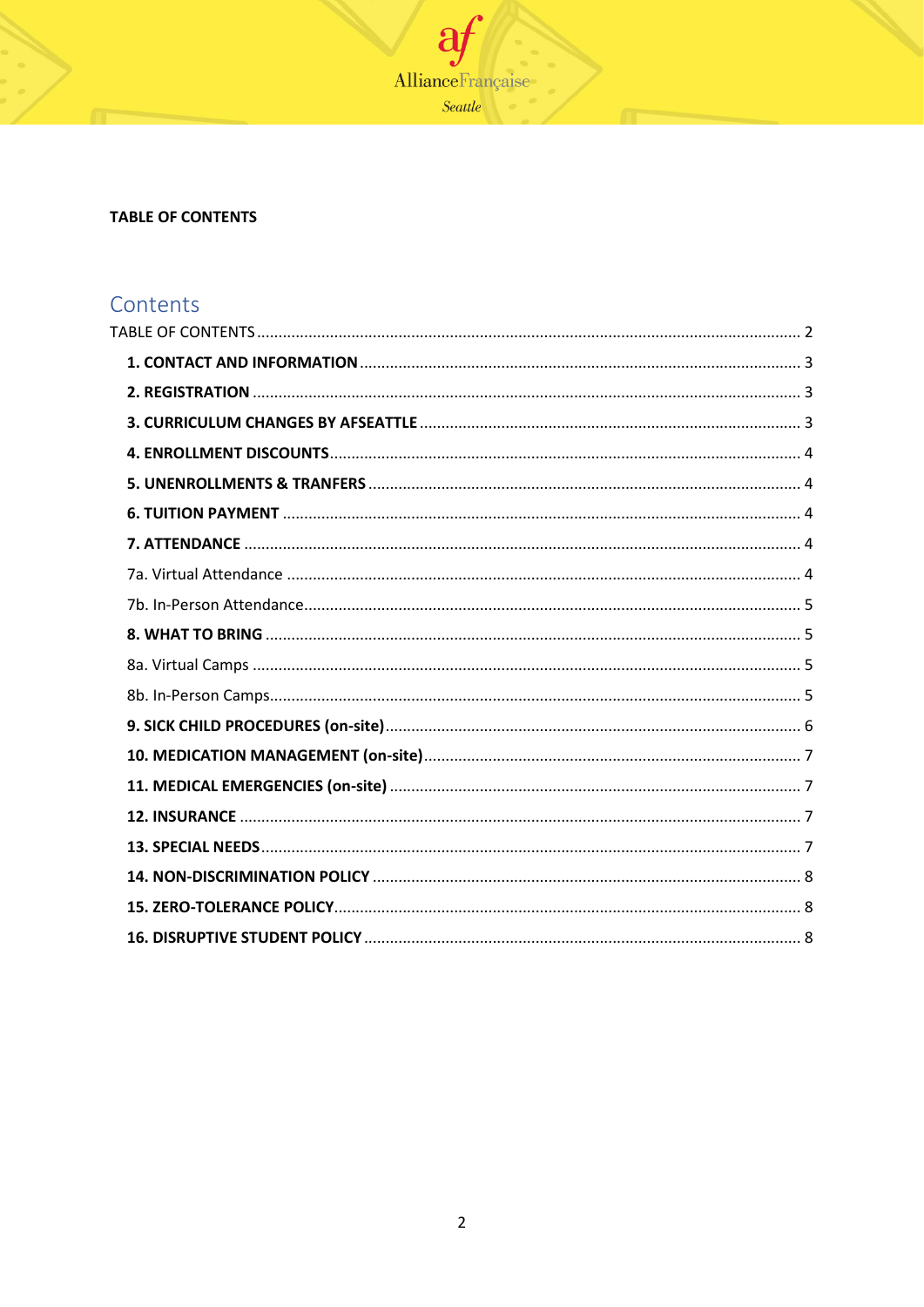**TABLE OF CONTENTS**

## Contents

TABLE OF CONTENTS ........ 2

- **1. CONTACT AND INFORMATION** ........ 3
- **2. REGISTRATION** ........ 3
- **3. CURRICULUM CHANGES BY AFSEATTLE** ........ 3
- **4. ENROLLMENT DISCOUNTS** ........ 4
- **5. UNENROLLMENTS & TRANFERS** ........ 4
- **6. TUITION PAYMENT** ........ 4
- **7. ATTENDANCE** ........ 4
- 7a. Virtual Attendance ........ 4
- 7b. In-Person Attendance ........ 5
- **8. WHAT TO BRING** ........ 5
- 8a. Virtual Camps ........ 5
- 8b. In-Person Camps ........ 5
- **9. SICK CHILD PROCEDURES (on-site)** ........ 6
- **10. MEDICATION MANAGEMENT (on-site)** ........ 7
- **11. MEDICAL EMERGENCIES (on-site)** ........ 7
- **12. INSURANCE** ........ 7
- **13. SPECIAL NEEDS** ........ 7
- **14. NON-DISCRIMINATION POLICY** ........ 8
- **15. ZERO-TOLERANCE POLICY** ........ 8
- **16. DISRUPTIVE STUDENT POLICY** ........ 8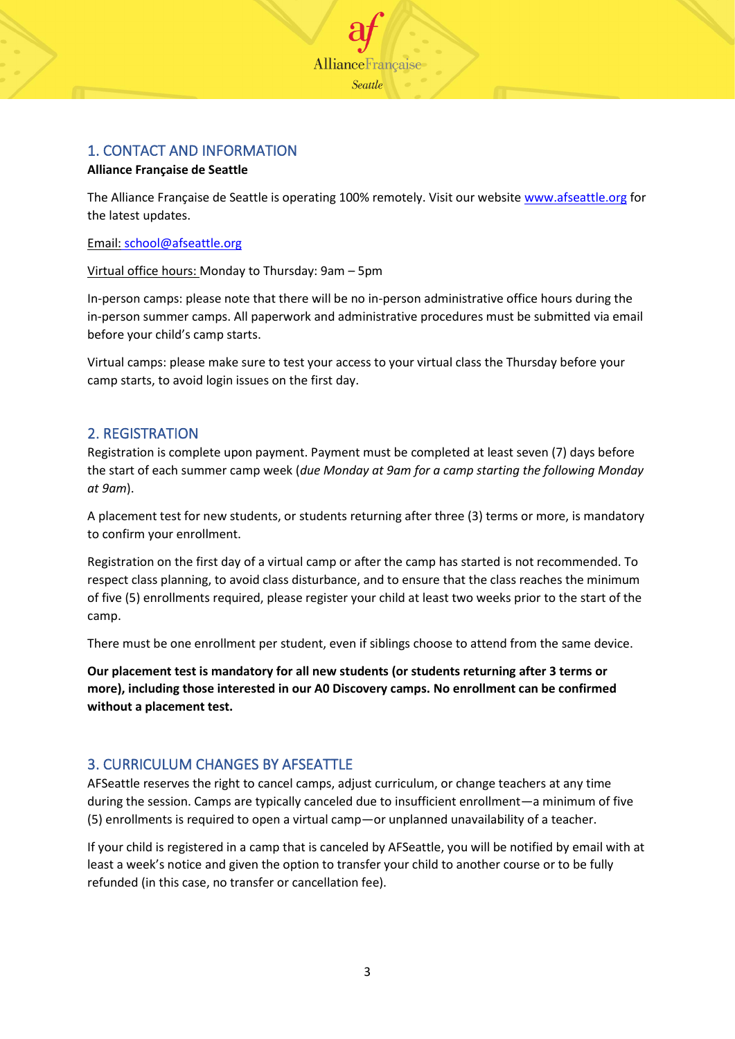## 1. CONTACT AND INFORMATION

**Alliance Française de Seattle**

The Alliance Française de Seattle is operating 100% remotely. Visit our website www.afseattle.org for the latest updates.

Email: school@afseattle.org

Virtual office hours: Monday to Thursday: 9am – 5pm

In-person camps: please note that there will be no in-person administrative office hours during the in-person summer camps. All paperwork and administrative procedures must be submitted via email before your child's camp starts.

Virtual camps: please make sure to test your access to your virtual class the Thursday before your camp starts, to avoid login issues on the first day.

## 2. REGISTRATION

Registration is complete upon payment. Payment must be completed at least seven (7) days before the start of each summer camp week (*due Monday at 9am for a camp starting the following Monday at 9am*).

A placement test for new students, or students returning after three (3) terms or more, is mandatory to confirm your enrollment.

Registration on the first day of a virtual camp or after the camp has started is not recommended. To respect class planning, to avoid class disturbance, and to ensure that the class reaches the minimum of five (5) enrollments required, please register your child at least two weeks prior to the start of the camp.

There must be one enrollment per student, even if siblings choose to attend from the same device.

**Our placement test is mandatory for all new students (or students returning after 3 terms or more), including those interested in our A0 Discovery camps. No enrollment can be confirmed without a placement test.**

## 3. CURRICULUM CHANGES BY AFSEATTLE

AFSeattle reserves the right to cancel camps, adjust curriculum, or change teachers at any time during the session. Camps are typically canceled due to insufficient enrollment—a minimum of five (5) enrollments is required to open a virtual camp—or unplanned unavailability of a teacher.

If your child is registered in a camp that is canceled by AFSeattle, you will be notified by email with at least a week's notice and given the option to transfer your child to another course or to be fully refunded (in this case, no transfer or cancellation fee).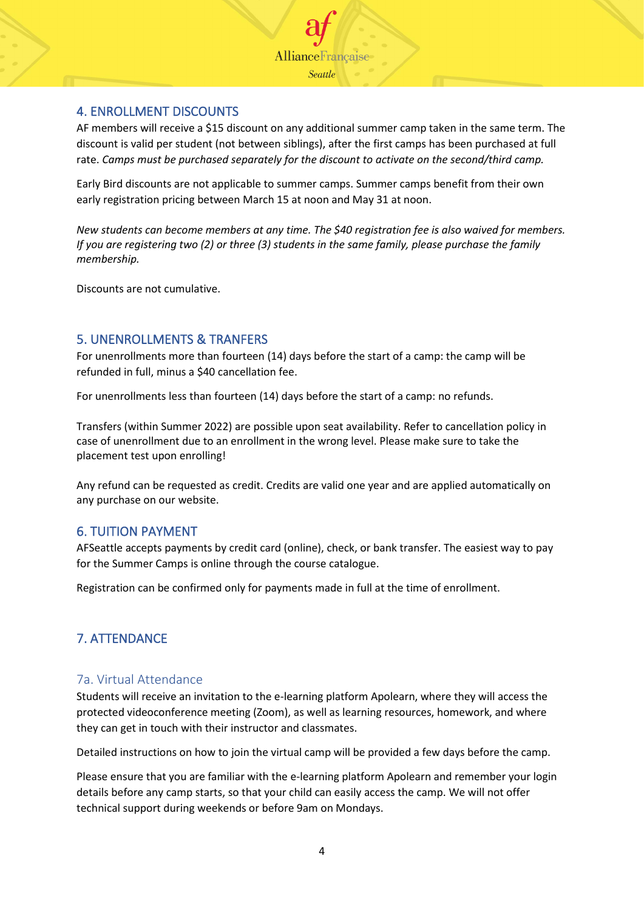## 4. ENROLLMENT DISCOUNTS

AF members will receive a $15 discount on any additional summer camp taken in the same term. The discount is valid per student (not between siblings), after the first camps has been purchased at full rate. *Camps must be purchased separately for the discount to activate on the second/third camp.*

Early Bird discounts are not applicable to summer camps. Summer camps benefit from their own early registration pricing between March 15 at noon and May 31 at noon.

*New students can become members at any time. The $40 registration fee is also waived for members. If you are registering two (2) or three (3) students in the same family, please purchase the family membership.*

Discounts are not cumulative.

## 5. UNENROLLMENTS & TRANFERS

For unenrollments more than fourteen (14) days before the start of a camp: the camp will be refunded in full, minus a $40 cancellation fee.

For unenrollments less than fourteen (14) days before the start of a camp: no refunds.

Transfers (within Summer 2022) are possible upon seat availability. Refer to cancellation policy in case of unenrollment due to an enrollment in the wrong level. Please make sure to take the placement test upon enrolling!

Any refund can be requested as credit. Credits are valid one year and are applied automatically on any purchase on our website.

## 6. TUITION PAYMENT

AFSeattle accepts payments by credit card (online), check, or bank transfer. The easiest way to pay for the Summer Camps is online through the course catalogue.

Registration can be confirmed only for payments made in full at the time of enrollment.

## 7. ATTENDANCE

### 7a. Virtual Attendance

Students will receive an invitation to the e-learning platform Apolearn, where they will access the protected videoconference meeting (Zoom), as well as learning resources, homework, and where they can get in touch with their instructor and classmates.

Detailed instructions on how to join the virtual camp will be provided a few days before the camp.

Please ensure that you are familiar with the e-learning platform Apolearn and remember your login details before any camp starts, so that your child can easily access the camp. We will not offer technical support during weekends or before 9am on Mondays.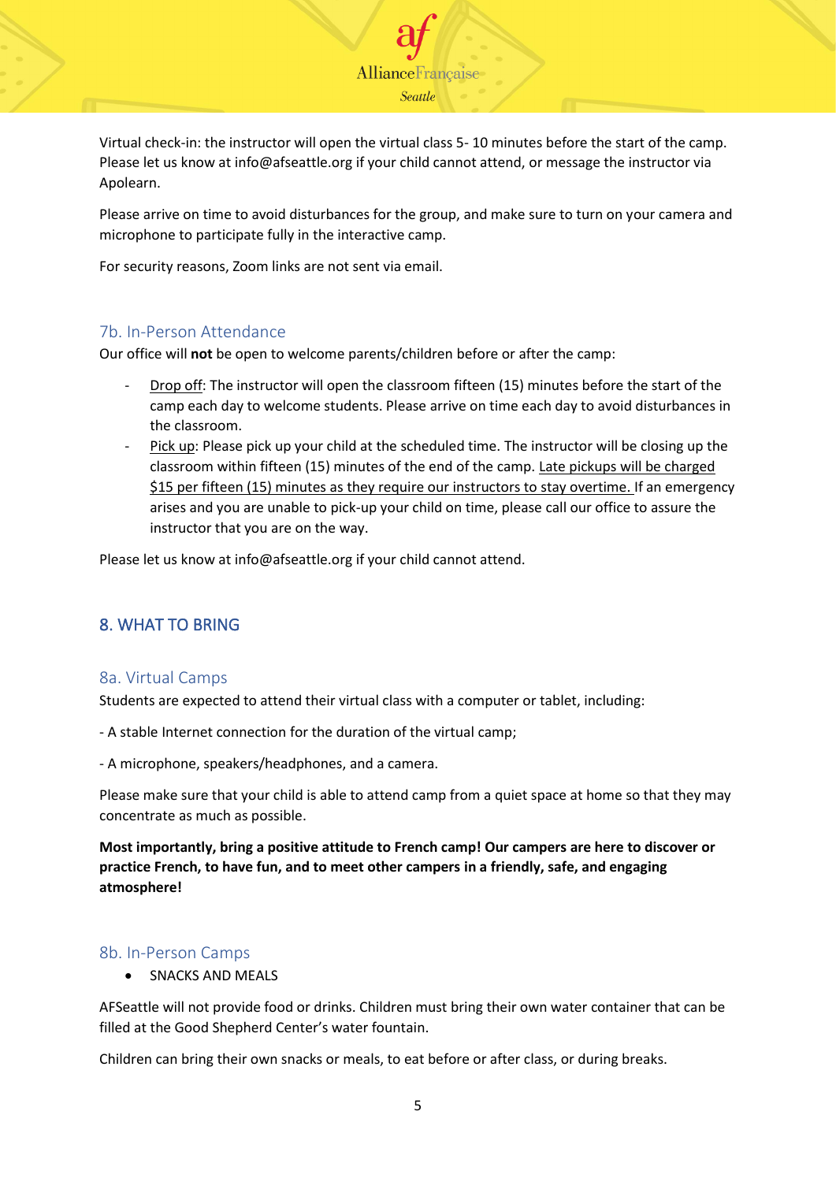Virtual check-in: the instructor will open the virtual class 5- 10 minutes before the start of the camp. Please let us know at info@afseattle.org if your child cannot attend, or message the instructor via Apolearn.

Please arrive on time to avoid disturbances for the group, and make sure to turn on your camera and microphone to participate fully in the interactive camp.

For security reasons, Zoom links are not sent via email.

### 7b. In-Person Attendance

Our office will **not** be open to welcome parents/children before or after the camp:

- Drop off: The instructor will open the classroom fifteen (15) minutes before the start of the camp each day to welcome students. Please arrive on time each day to avoid disturbances in the classroom.
- Pick up: Please pick up your child at the scheduled time. The instructor will be closing up the classroom within fifteen (15) minutes of the end of the camp. Late pickups will be charged $15 per fifteen (15) minutes as they require our instructors to stay overtime. If an emergency arises and you are unable to pick-up your child on time, please call our office to assure the instructor that you are on the way.

Please let us know at info@afseattle.org if your child cannot attend.

## 8. WHAT TO BRING

### 8a. Virtual Camps

Students are expected to attend their virtual class with a computer or tablet, including:

- A stable Internet connection for the duration of the virtual camp;

- A microphone, speakers/headphones, and a camera.

Please make sure that your child is able to attend camp from a quiet space at home so that they may concentrate as much as possible.

**Most importantly, bring a positive attitude to French camp! Our campers are here to discover or practice French, to have fun, and to meet other campers in a friendly, safe, and engaging atmosphere!**

### 8b. In-Person Camps

- SNACKS AND MEALS

AFSeattle will not provide food or drinks. Children must bring their own water container that can be filled at the Good Shepherd Center's water fountain.

Children can bring their own snacks or meals, to eat before or after class, or during breaks.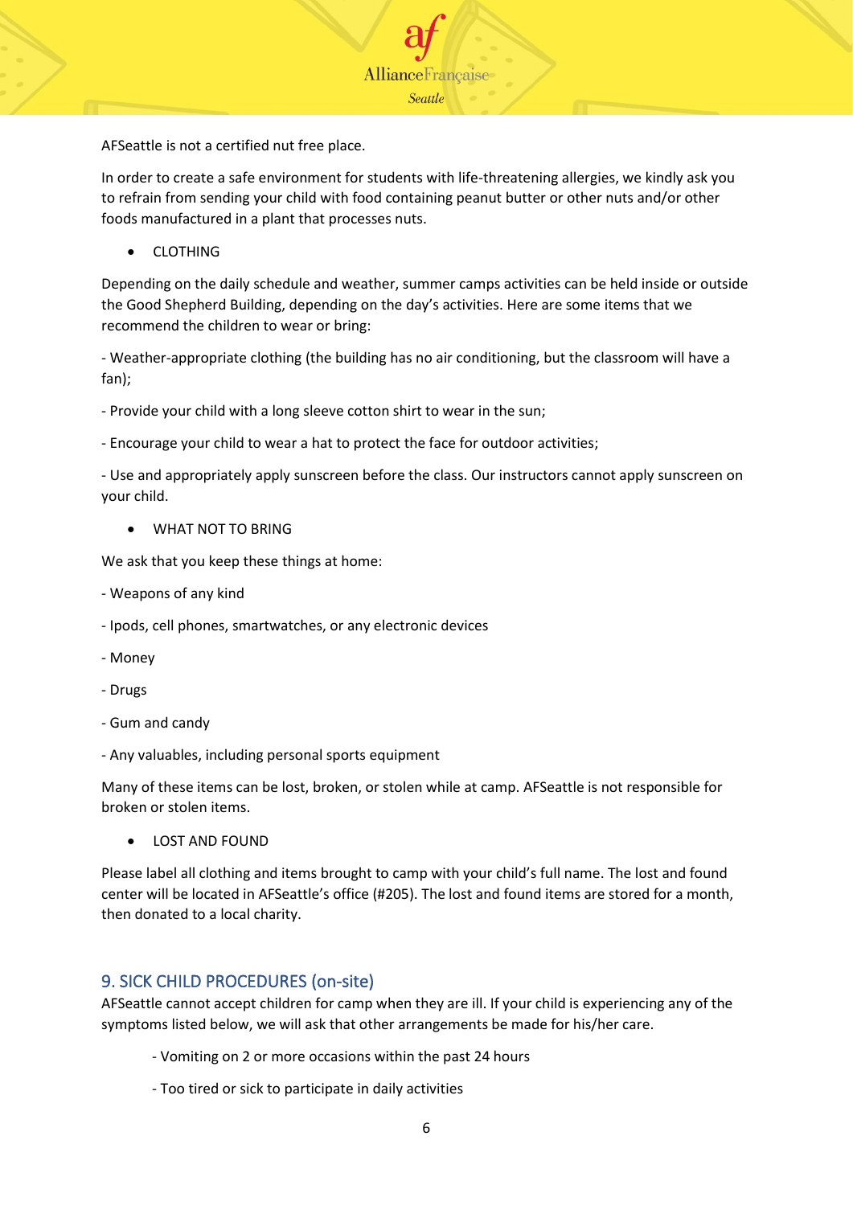AFSeattle is not a certified nut free place.

In order to create a safe environment for students with life-threatening allergies, we kindly ask you to refrain from sending your child with food containing peanut butter or other nuts and/or other foods manufactured in a plant that processes nuts.

- CLOTHING

Depending on the daily schedule and weather, summer camps activities can be held inside or outside the Good Shepherd Building, depending on the day's activities. Here are some items that we recommend the children to wear or bring:

- Weather-appropriate clothing (the building has no air conditioning, but the classroom will have a fan);

- Provide your child with a long sleeve cotton shirt to wear in the sun;

- Encourage your child to wear a hat to protect the face for outdoor activities;

- Use and appropriately apply sunscreen before the class. Our instructors cannot apply sunscreen on your child.

- WHAT NOT TO BRING

We ask that you keep these things at home:

- Weapons of any kind

- Ipods, cell phones, smartwatches, or any electronic devices

- Money

- Drugs

- Gum and candy

- Any valuables, including personal sports equipment

Many of these items can be lost, broken, or stolen while at camp. AFSeattle is not responsible for broken or stolen items.

- LOST AND FOUND

Please label all clothing and items brought to camp with your child's full name. The lost and found center will be located in AFSeattle's office (#205). The lost and found items are stored for a month, then donated to a local charity.

## 9. SICK CHILD PROCEDURES (on-site)

AFSeattle cannot accept children for camp when they are ill. If your child is experiencing any of the symptoms listed below, we will ask that other arrangements be made for his/her care.

- Vomiting on 2 or more occasions within the past 24 hours

- Too tired or sick to participate in daily activities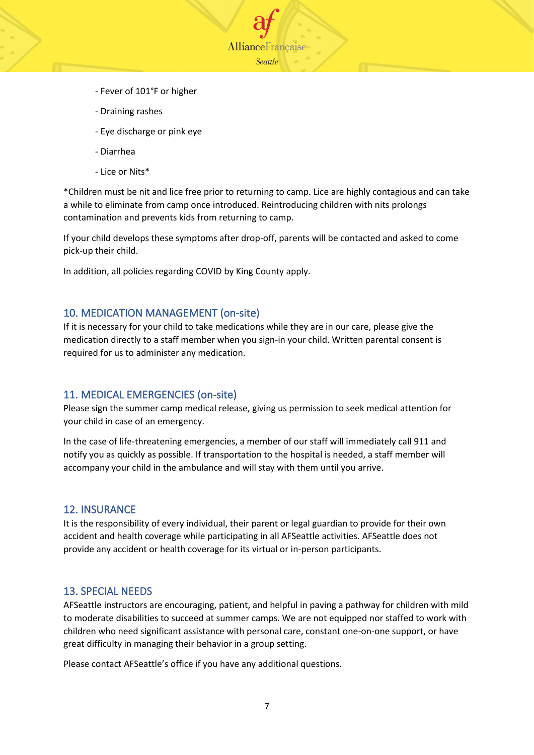- Fever of 101°F or higher

- Draining rashes

- Eye discharge or pink eye

- Diarrhea

- Lice or Nits*

*Children must be nit and lice free prior to returning to camp. Lice are highly contagious and can take a while to eliminate from camp once introduced. Reintroducing children with nits prolongs contamination and prevents kids from returning to camp.

If your child develops these symptoms after drop-off, parents will be contacted and asked to come pick-up their child.

In addition, all policies regarding COVID by King County apply.

## 10. MEDICATION MANAGEMENT (on-site)

If it is necessary for your child to take medications while they are in our care, please give the medication directly to a staff member when you sign-in your child. Written parental consent is required for us to administer any medication.

## 11. MEDICAL EMERGENCIES (on-site)

Please sign the summer camp medical release, giving us permission to seek medical attention for your child in case of an emergency.

In the case of life-threatening emergencies, a member of our staff will immediately call 911 and notify you as quickly as possible. If transportation to the hospital is needed, a staff member will accompany your child in the ambulance and will stay with them until you arrive.

## 12. INSURANCE

It is the responsibility of every individual, their parent or legal guardian to provide for their own accident and health coverage while participating in all AFSeattle activities. AFSeattle does not provide any accident or health coverage for its virtual or in-person participants.

## 13. SPECIAL NEEDS

AFSeattle instructors are encouraging, patient, and helpful in paving a pathway for children with mild to moderate disabilities to succeed at summer camps. We are not equipped nor staffed to work with children who need significant assistance with personal care, constant one-on-one support, or have great difficulty in managing their behavior in a group setting.

Please contact AFSeattle's office if you have any additional questions.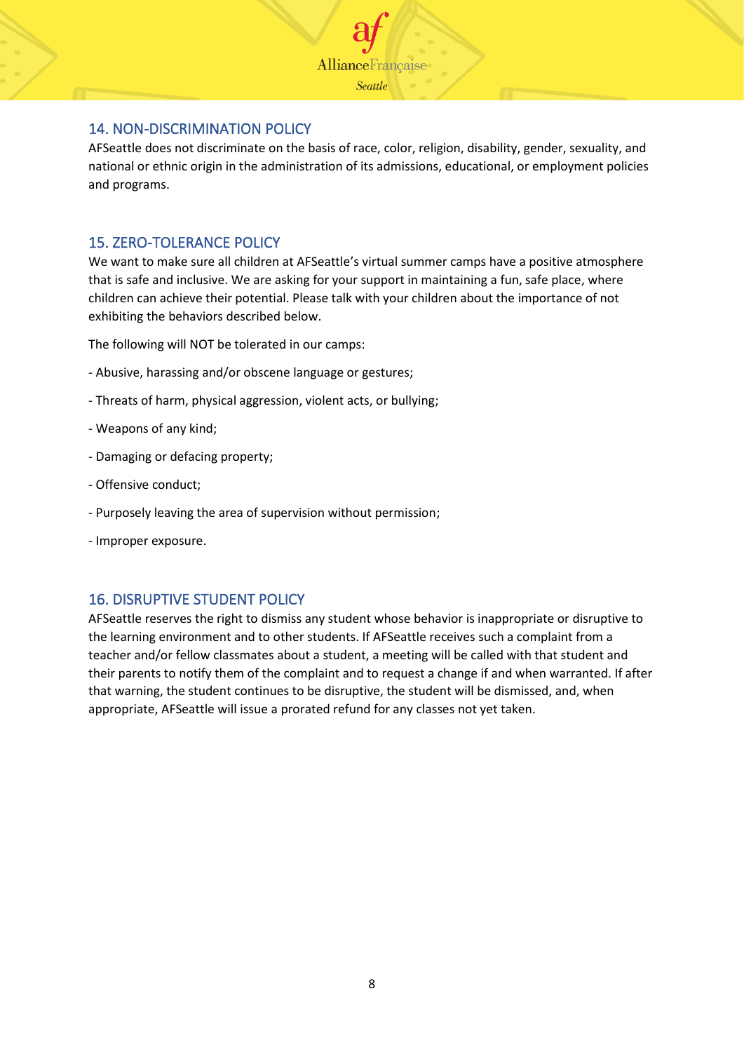## 14. NON-DISCRIMINATION POLICY

AFSeattle does not discriminate on the basis of race, color, religion, disability, gender, sexuality, and national or ethnic origin in the administration of its admissions, educational, or employment policies and programs.

## 15. ZERO-TOLERANCE POLICY

We want to make sure all children at AFSeattle's virtual summer camps have a positive atmosphere that is safe and inclusive. We are asking for your support in maintaining a fun, safe place, where children can achieve their potential. Please talk with your children about the importance of not exhibiting the behaviors described below.

The following will NOT be tolerated in our camps:

- Abusive, harassing and/or obscene language or gestures;
- Threats of harm, physical aggression, violent acts, or bullying;
- Weapons of any kind;
- Damaging or defacing property;
- Offensive conduct;
- Purposely leaving the area of supervision without permission;
- Improper exposure.

## 16. DISRUPTIVE STUDENT POLICY

AFSeattle reserves the right to dismiss any student whose behavior is inappropriate or disruptive to the learning environment and to other students. If AFSeattle receives such a complaint from a teacher and/or fellow classmates about a student, a meeting will be called with that student and their parents to notify them of the complaint and to request a change if and when warranted. If after that warning, the student continues to be disruptive, the student will be dismissed, and, when appropriate, AFSeattle will issue a prorated refund for any classes not yet taken.